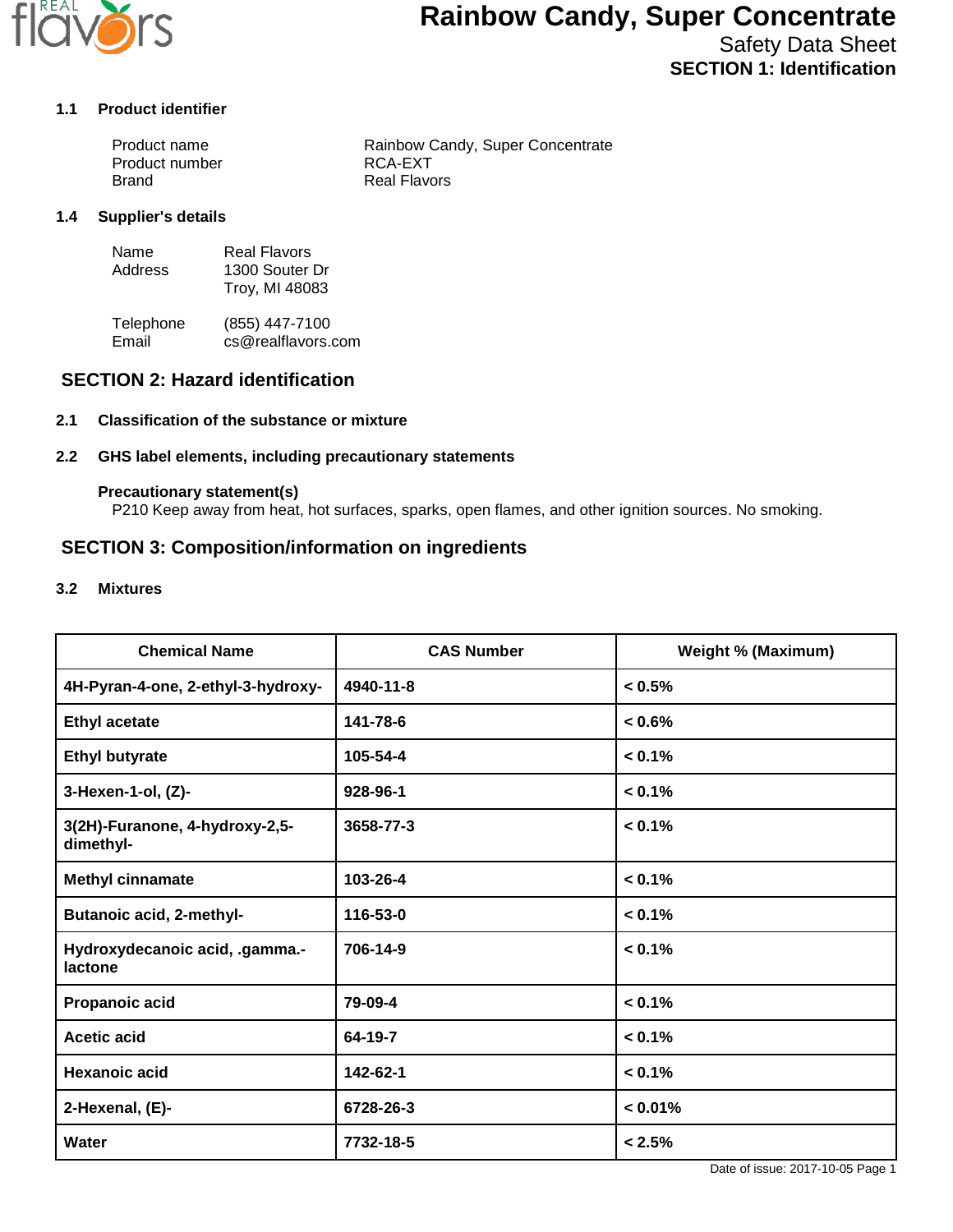# Rainbow Candy, Super Concentrate

Safety Data Sheet

## SECTION 1: Identification

### 1.1 Product identifier

| | |
|---|---|
| Product name | Rainbow Candy, Super Concentrate |
| Product number | RCA-EXT |
| Brand | Real Flavors |

### 1.4 Supplier's details

| | |
|---|---|
| Name | Real Flavors |
| Address | 1300 Souter Dr<br>Troy, MI 48083 |
| Telephone | (855) 447-7100 |
| Email | cs@realflavors.com |

## SECTION 2: Hazard identification

### 2.1 Classification of the substance or mixture

### 2.2 GHS label elements, including precautionary statements

**Precautionary statement(s)**

P210 Keep away from heat, hot surfaces, sparks, open flames, and other ignition sources. No smoking.

## SECTION 3: Composition/information on ingredients

### 3.2 Mixtures

| Chemical Name | CAS Number | Weight % (Maximum) |
|---|---|---|
| 4H-Pyran-4-one, 2-ethyl-3-hydroxy- | 4940-11-8 | < 0.5% |
| Ethyl acetate | 141-78-6 | < 0.6% |
| Ethyl butyrate | 105-54-4 | < 0.1% |
| 3-Hexen-1-ol, (Z)- | 928-96-1 | < 0.1% |
| 3(2H)-Furanone, 4-hydroxy-2,5-dimethyl- | 3658-77-3 | < 0.1% |
| Methyl cinnamate | 103-26-4 | < 0.1% |
| Butanoic acid, 2-methyl- | 116-53-0 | < 0.1% |
| Hydroxydecanoic acid, .gamma.-lactone | 706-14-9 | < 0.1% |
| Propanoic acid | 79-09-4 | < 0.1% |
| Acetic acid | 64-19-7 | < 0.1% |
| Hexanoic acid | 142-62-1 | < 0.1% |
| 2-Hexenal, (E)- | 6728-26-3 | < 0.01% |
| Water | 7732-18-5 | < 2.5% |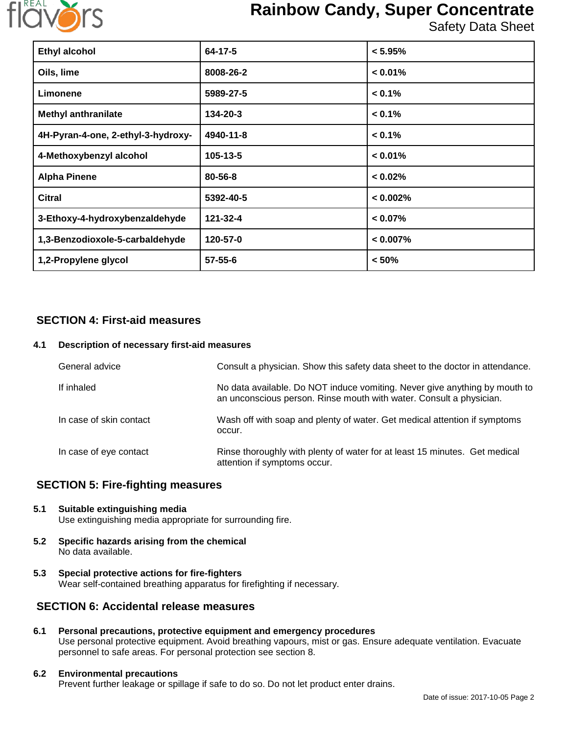| Ethyl alcohol | 64-17-5 | < 5.95% |
|---|---|---|
| Oils, lime | 8008-26-2 | < 0.01% |
| Limonene | 5989-27-5 | < 0.1% |
| Methyl anthranilate | 134-20-3 | < 0.1% |
| 4H-Pyran-4-one, 2-ethyl-3-hydroxy- | 4940-11-8 | < 0.1% |
| 4-Methoxybenzyl alcohol | 105-13-5 | < 0.01% |
| Alpha Pinene | 80-56-8 | < 0.02% |
| Citral | 5392-40-5 | < 0.002% |
| 3-Ethoxy-4-hydroxybenzaldehyde | 121-32-4 | < 0.07% |
| 1,3-Benzodioxole-5-carbaldehyde | 120-57-0 | < 0.007% |
| 1,2-Propylene glycol | 57-55-6 | < 50% |

## SECTION 4: First-aid measures

### 4.1 Description of necessary first-aid measures

| | |
|---|---|
| General advice | Consult a physician. Show this safety data sheet to the doctor in attendance. |
| If inhaled | No data available. Do NOT induce vomiting. Never give anything by mouth to an unconscious person. Rinse mouth with water. Consult a physician. |
| In case of skin contact | Wash off with soap and plenty of water. Get medical attention if symptoms occur. |
| In case of eye contact | Rinse thoroughly with plenty of water for at least 15 minutes. Get medical attention if symptoms occur. |

## SECTION 5: Fire-fighting measures

### 5.1 Suitable extinguishing media

Use extinguishing media appropriate for surrounding fire.

### 5.2 Specific hazards arising from the chemical

No data available.

### 5.3 Special protective actions for fire-fighters

Wear self-contained breathing apparatus for firefighting if necessary.

## SECTION 6: Accidental release measures

### 6.1 Personal precautions, protective equipment and emergency procedures

Use personal protective equipment. Avoid breathing vapours, mist or gas. Ensure adequate ventilation. Evacuate personnel to safe areas. For personal protection see section 8.

### 6.2 Environmental precautions

Prevent further leakage or spillage if safe to do so. Do not let product enter drains.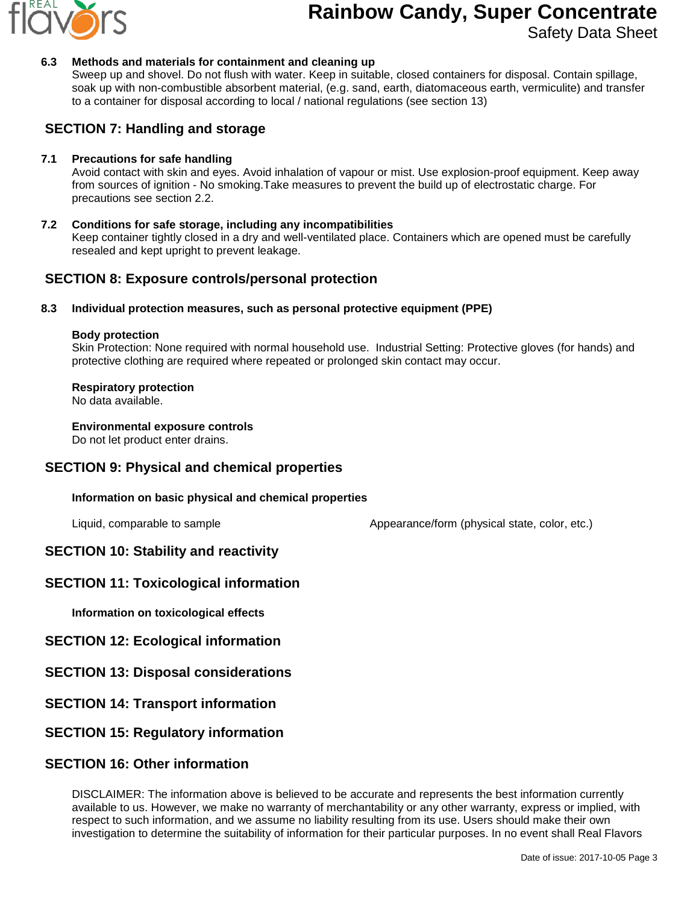**6.3 Methods and materials for containment and cleaning up**

Sweep up and shovel. Do not flush with water. Keep in suitable, closed containers for disposal. Contain spillage, soak up with non-combustible absorbent material, (e.g. sand, earth, diatomaceous earth, vermiculite) and transfer to a container for disposal according to local / national regulations (see section 13)

## SECTION 7: Handling and storage

**7.1 Precautions for safe handling**

Avoid contact with skin and eyes. Avoid inhalation of vapour or mist. Use explosion-proof equipment. Keep away from sources of ignition - No smoking.Take measures to prevent the build up of electrostatic charge. For precautions see section 2.2.

**7.2 Conditions for safe storage, including any incompatibilities**

Keep container tightly closed in a dry and well-ventilated place. Containers which are opened must be carefully resealed and kept upright to prevent leakage.

## SECTION 8: Exposure controls/personal protection

**8.3 Individual protection measures, such as personal protective equipment (PPE)**

**Body protection**

Skin Protection: None required with normal household use. Industrial Setting: Protective gloves (for hands) and protective clothing are required where repeated or prolonged skin contact may occur.

**Respiratory protection**

No data available.

**Environmental exposure controls**

Do not let product enter drains.

## SECTION 9: Physical and chemical properties

**Information on basic physical and chemical properties**

| | |
|---|---|
| Liquid, comparable to sample | Appearance/form (physical state, color, etc.) |

## SECTION 10: Stability and reactivity

## SECTION 11: Toxicological information

**Information on toxicological effects**

## SECTION 12: Ecological information

## SECTION 13: Disposal considerations

## SECTION 14: Transport information

## SECTION 15: Regulatory information

## SECTION 16: Other information

DISCLAIMER: The information above is believed to be accurate and represents the best information currently available to us. However, we make no warranty of merchantability or any other warranty, express or implied, with respect to such information, and we assume no liability resulting from its use. Users should make their own investigation to determine the suitability of information for their particular purposes. In no event shall Real Flavors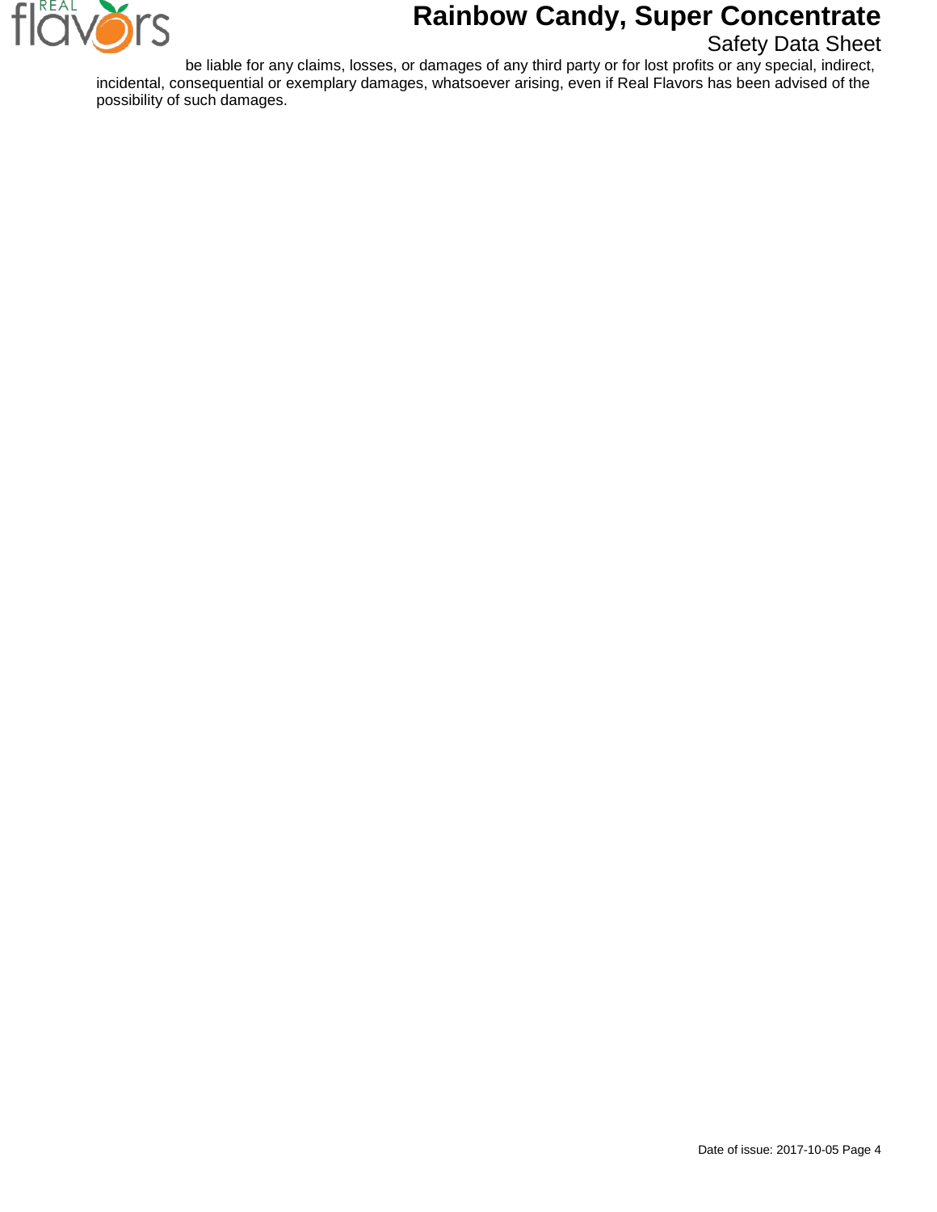be liable for any claims, losses, or damages of any third party or for lost profits or any special, indirect, incidental, consequential or exemplary damages, whatsoever arising, even if Real Flavors has been advised of the possibility of such damages.